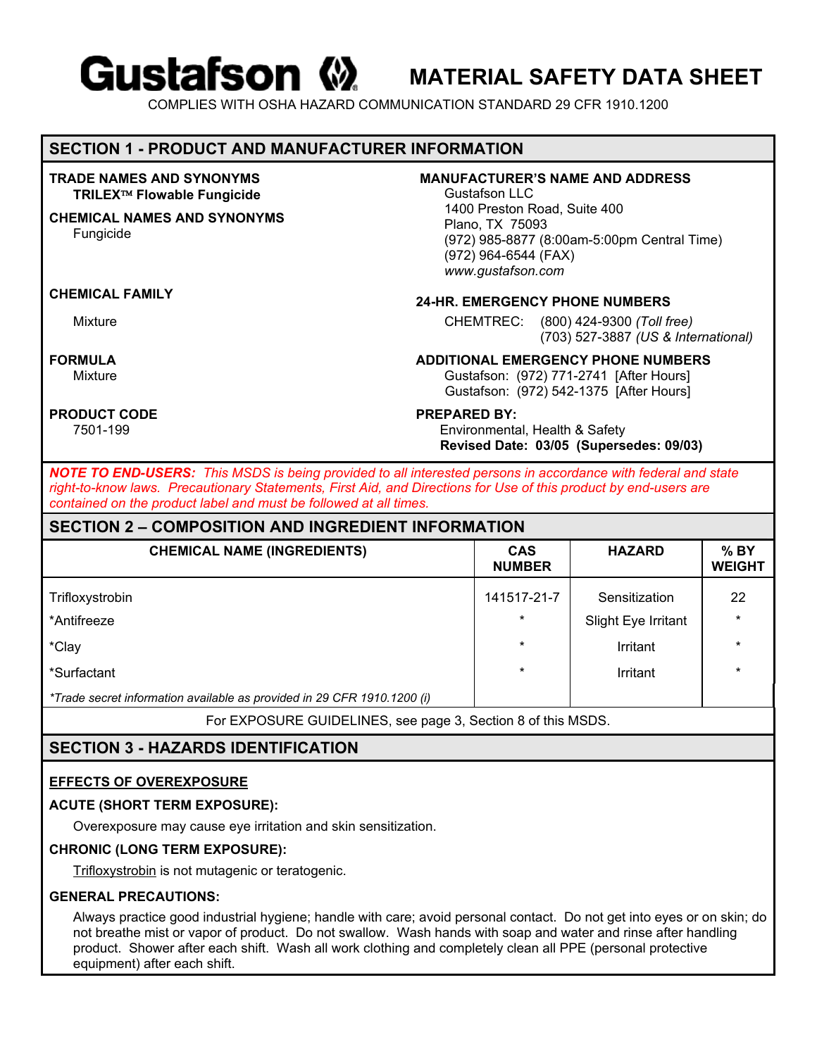# Gustafson MATERIAL SAFETY DATA SHEET

COMPLIES WITH OSHA HAZARD COMMUNICATION STANDARD 29 CFR 1910.1200

## SECTION 1 - PRODUCT AND MANUFACTURER INFORMATION

**TRADE NAMES AND SYNONYMS**
**TRILEX™ Flowable Fungicide**

**CHEMICAL NAMES AND SYNONYMS**
Fungicide

**CHEMICAL FAMILY**
Mixture

**FORMULA**
Mixture

**PRODUCT CODE**
7501-199

**MANUFACTURER'S NAME AND ADDRESS**
Gustafson LLC
1400 Preston Road, Suite 400
Plano, TX 75093
(972) 985-8877 (8:00am-5:00pm Central Time)
(972) 964-6544 (FAX)
*www.gustafson.com*

**24-HR. EMERGENCY PHONE NUMBERS**
CHEMTREC: (800) 424-9300 *(Toll free)*
(703) 527-3887 *(US & International)*

**ADDITIONAL EMERGENCY PHONE NUMBERS**
Gustafson: (972) 771-2741 [After Hours]
Gustafson: (972) 542-1375 [After Hours]

**PREPARED BY:**
Environmental, Health & Safety
**Revised Date: 03/05 (Supersedes: 09/03)**

***NOTE TO END-USERS:*** *This MSDS is being provided to all interested persons in accordance with federal and state right-to-know laws. Precautionary Statements, First Aid, and Directions for Use of this product by end-users are contained on the product label and must be followed at all times.*

## SECTION 2 – COMPOSITION AND INGREDIENT INFORMATION

| CHEMICAL NAME (INGREDIENTS) | CAS NUMBER | HAZARD | % BY WEIGHT |
|---|---|---|---|
| Trifloxystrobin | 141517-21-7 | Sensitization | 22 |
| *Antifreeze | * | Slight Eye Irritant | * |
| *Clay | * | Irritant | * |
| *Surfactant | * | Irritant | * |

*\*Trade secret information available as provided in 29 CFR 1910.1200 (i)*

For EXPOSURE GUIDELINES, see page 3, Section 8 of this MSDS.

## SECTION 3 - HAZARDS IDENTIFICATION

**EFFECTS OF OVEREXPOSURE**

**ACUTE (SHORT TERM EXPOSURE):**

Overexposure may cause eye irritation and skin sensitization.

**CHRONIC (LONG TERM EXPOSURE):**

Trifloxystrobin is not mutagenic or teratogenic.

**GENERAL PRECAUTIONS:**

Always practice good industrial hygiene; handle with care; avoid personal contact. Do not get into eyes or on skin; do not breathe mist or vapor of product. Do not swallow. Wash hands with soap and water and rinse after handling product. Shower after each shift. Wash all work clothing and completely clean all PPE (personal protective equipment) after each shift.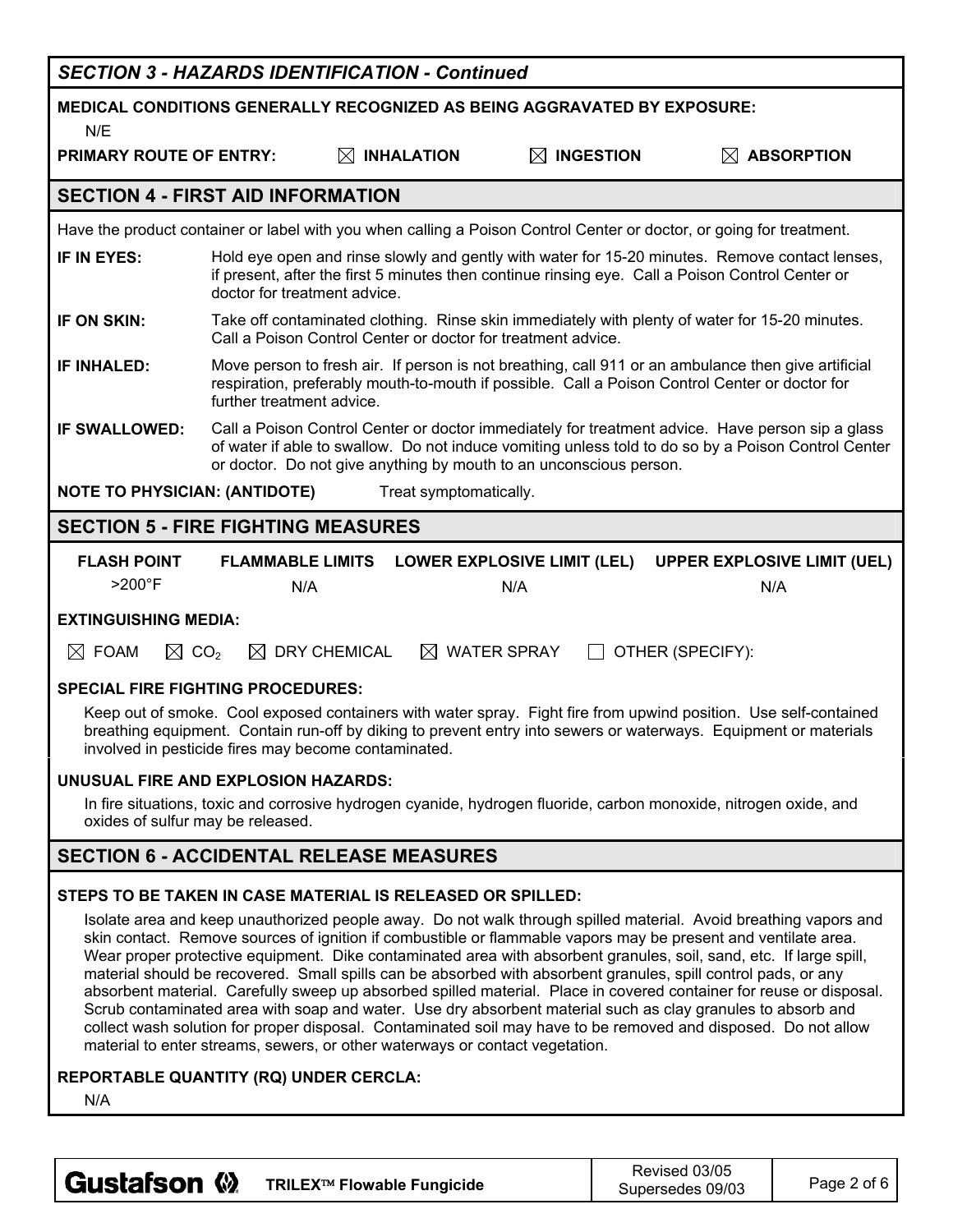## SECTION 3 - HAZARDS IDENTIFICATION - Continued

**MEDICAL CONDITIONS GENERALLY RECOGNIZED AS BEING AGGRAVATED BY EXPOSURE:**

N/E

**PRIMARY ROUTE OF ENTRY:** ☒ **INHALATION** ☒ **INGESTION** ☒ **ABSORPTION**

## SECTION 4 - FIRST AID INFORMATION

Have the product container or label with you when calling a Poison Control Center or doctor, or going for treatment.

**IF IN EYES:** Hold eye open and rinse slowly and gently with water for 15-20 minutes. Remove contact lenses, if present, after the first 5 minutes then continue rinsing eye. Call a Poison Control Center or doctor for treatment advice.

**IF ON SKIN:** Take off contaminated clothing. Rinse skin immediately with plenty of water for 15-20 minutes. Call a Poison Control Center or doctor for treatment advice.

**IF INHALED:** Move person to fresh air. If person is not breathing, call 911 or an ambulance then give artificial respiration, preferably mouth-to-mouth if possible. Call a Poison Control Center or doctor for further treatment advice.

**IF SWALLOWED:** Call a Poison Control Center or doctor immediately for treatment advice. Have person sip a glass of water if able to swallow. Do not induce vomiting unless told to do so by a Poison Control Center or doctor. Do not give anything by mouth to an unconscious person.

**NOTE TO PHYSICIAN: (ANTIDOTE)** Treat symptomatically.

## SECTION 5 - FIRE FIGHTING MEASURES

| FLASH POINT | FLAMMABLE LIMITS | LOWER EXPLOSIVE LIMIT (LEL) | UPPER EXPLOSIVE LIMIT (UEL) |
|---|---|---|---|
| >200°F | N/A | N/A | N/A |

**EXTINGUISHING MEDIA:**

☒ FOAM ☒ $CO_2$ ☒ DRY CHEMICAL ☒ WATER SPRAY ☐ OTHER (SPECIFY):

**SPECIAL FIRE FIGHTING PROCEDURES:**

Keep out of smoke. Cool exposed containers with water spray. Fight fire from upwind position. Use self-contained breathing equipment. Contain run-off by diking to prevent entry into sewers or waterways. Equipment or materials involved in pesticide fires may become contaminated.

**UNUSUAL FIRE AND EXPLOSION HAZARDS:**

In fire situations, toxic and corrosive hydrogen cyanide, hydrogen fluoride, carbon monoxide, nitrogen oxide, and oxides of sulfur may be released.

## SECTION 6 - ACCIDENTAL RELEASE MEASURES

**STEPS TO BE TAKEN IN CASE MATERIAL IS RELEASED OR SPILLED:**

Isolate area and keep unauthorized people away. Do not walk through spilled material. Avoid breathing vapors and skin contact. Remove sources of ignition if combustible or flammable vapors may be present and ventilate area. Wear proper protective equipment. Dike contaminated area with absorbent granules, soil, sand, etc. If large spill, material should be recovered. Small spills can be absorbed with absorbent granules, spill control pads, or any absorbent material. Carefully sweep up absorbed spilled material. Place in covered container for reuse or disposal. Scrub contaminated area with soap and water. Use dry absorbent material such as clay granules to absorb and collect wash solution for proper disposal. Contaminated soil may have to be removed and disposed. Do not allow material to enter streams, sewers, or other waterways or contact vegetation.

**REPORTABLE QUANTITY (RQ) UNDER CERCLA:**

N/A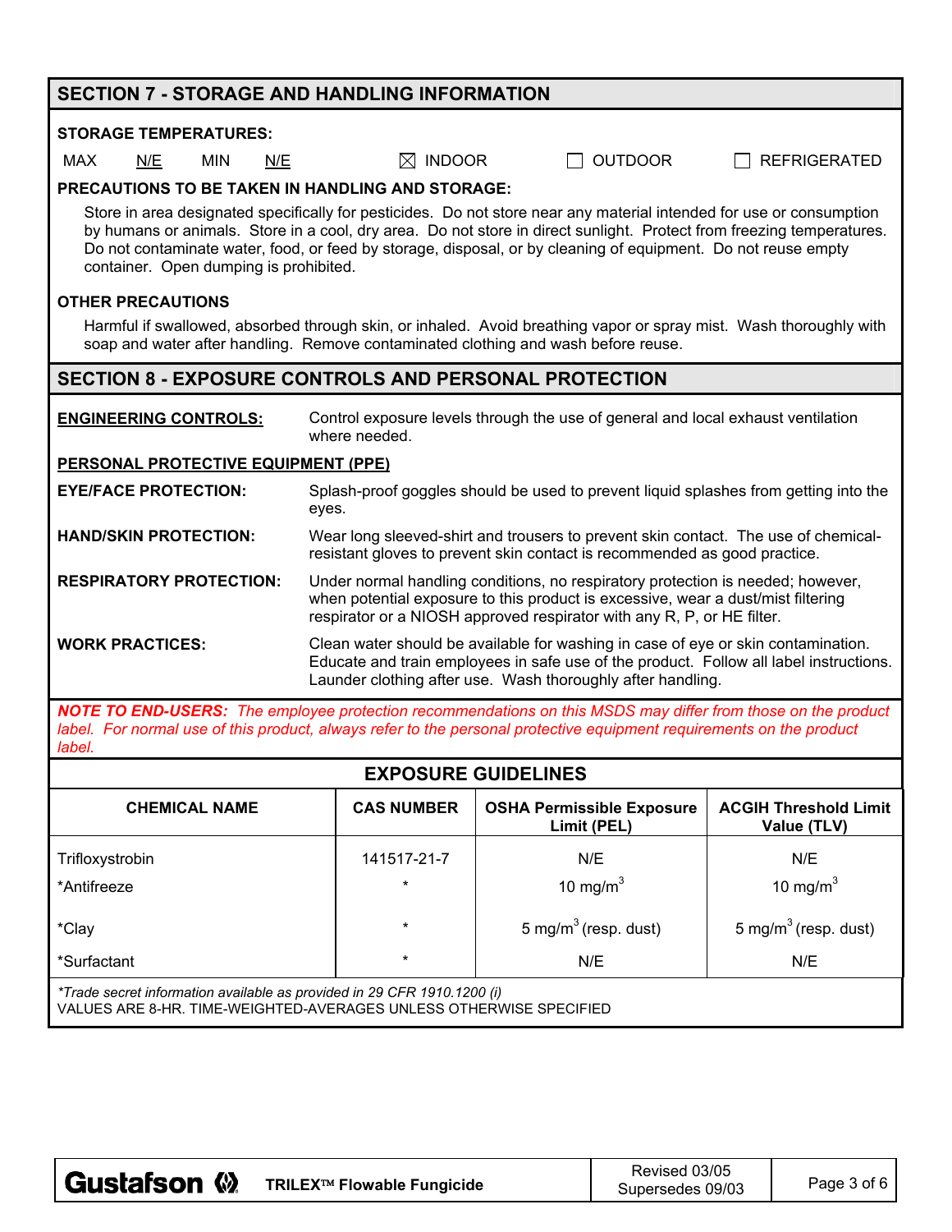## SECTION 7 - STORAGE AND HANDLING INFORMATION

**STORAGE TEMPERATURES:**

MAX N/E MIN N/E ☒ INDOOR ☐ OUTDOOR ☐ REFRIGERATED

**PRECAUTIONS TO BE TAKEN IN HANDLING AND STORAGE:**

Store in area designated specifically for pesticides. Do not store near any material intended for use or consumption by humans or animals. Store in a cool, dry area. Do not store in direct sunlight. Protect from freezing temperatures. Do not contaminate water, food, or feed by storage, disposal, or by cleaning of equipment. Do not reuse empty container. Open dumping is prohibited.

**OTHER PRECAUTIONS**

Harmful if swallowed, absorbed through skin, or inhaled. Avoid breathing vapor or spray mist. Wash thoroughly with soap and water after handling. Remove contaminated clothing and wash before reuse.

## SECTION 8 - EXPOSURE CONTROLS AND PERSONAL PROTECTION

**ENGINEERING CONTROLS:** Control exposure levels through the use of general and local exhaust ventilation where needed.

**PERSONAL PROTECTIVE EQUIPMENT (PPE)**

**EYE/FACE PROTECTION:** Splash-proof goggles should be used to prevent liquid splashes from getting into the eyes.

**HAND/SKIN PROTECTION:** Wear long sleeved-shirt and trousers to prevent skin contact. The use of chemical-resistant gloves to prevent skin contact is recommended as good practice.

**RESPIRATORY PROTECTION:** Under normal handling conditions, no respiratory protection is needed; however, when potential exposure to this product is excessive, wear a dust/mist filtering respirator or a NIOSH approved respirator with any R, P, or HE filter.

**WORK PRACTICES:** Clean water should be available for washing in case of eye or skin contamination. Educate and train employees in safe use of the product. Follow all label instructions. Launder clothing after use. Wash thoroughly after handling.

***NOTE TO END-USERS:*** *The employee protection recommendations on this MSDS may differ from those on the product label. For normal use of this product, always refer to the personal protective equipment requirements on the product label.*

### EXPOSURE GUIDELINES

| CHEMICAL NAME | CAS NUMBER | OSHA Permissible Exposure Limit (PEL) | ACGIH Threshold Limit Value (TLV) |
|---|---|---|---|
| Trifloxystrobin | 141517-21-7 | N/E | N/E |
| *Antifreeze | * | 10 $mg/m^3$ | 10 $mg/m^3$ |
| *Clay | * | 5 $mg/m^3$ (resp. dust) | 5 $mg/m^3$ (resp. dust) |
| *Surfactant | * | N/E | N/E |

*\*Trade secret information available as provided in 29 CFR 1910.1200 (i)*
VALUES ARE 8-HR. TIME-WEIGHTED-AVERAGES UNLESS OTHERWISE SPECIFIED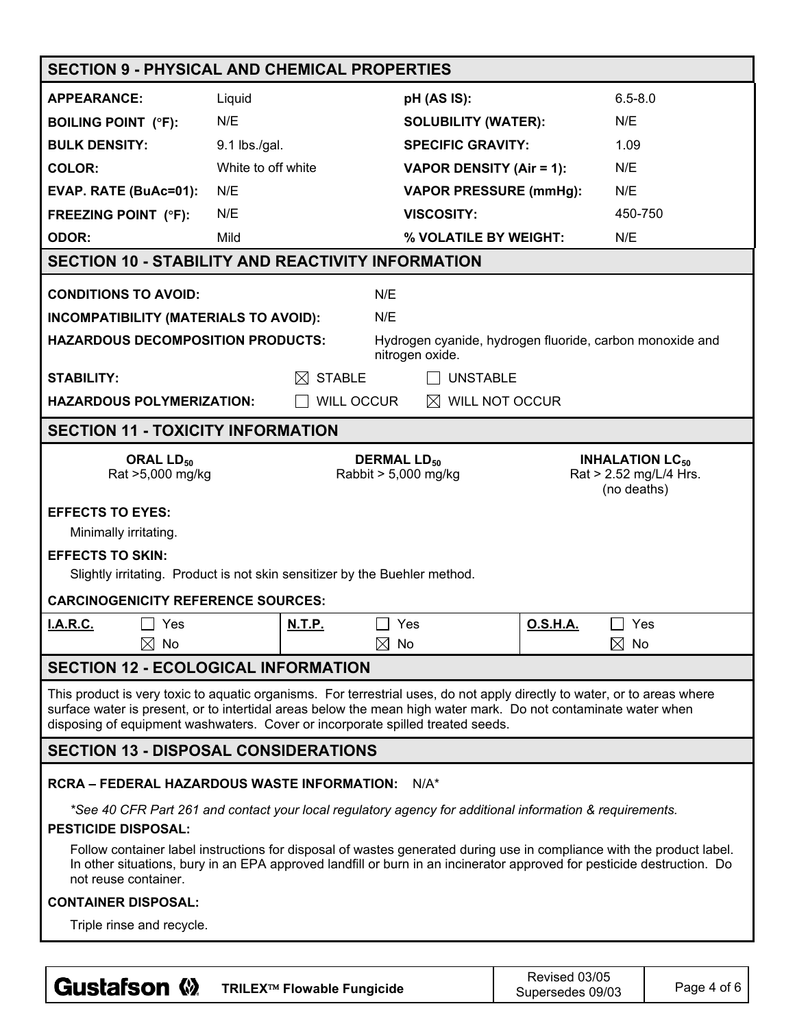## SECTION 9 - PHYSICAL AND CHEMICAL PROPERTIES

| | | | |
|---|---|---|---|
| **APPEARANCE:** | Liquid | **pH (AS IS):** | 6.5-8.0 |
| **BOILING POINT (°F):** | N/E | **SOLUBILITY (WATER):** | N/E |
| **BULK DENSITY:** | 9.1 lbs./gal. | **SPECIFIC GRAVITY:** | 1.09 |
| **COLOR:** | White to off white | **VAPOR DENSITY (Air = 1):** | N/E |
| **EVAP. RATE (BuAc=01):** | N/E | **VAPOR PRESSURE (mmHg):** | N/E |
| **FREEZING POINT (°F):** | N/E | **VISCOSITY:** | 450-750 |
| **ODOR:** | Mild | **% VOLATILE BY WEIGHT:** | N/E |

## SECTION 10 - STABILITY AND REACTIVITY INFORMATION

**CONDITIONS TO AVOID:** N/E

**INCOMPATIBILITY (MATERIALS TO AVOID):** N/E

**HAZARDOUS DECOMPOSITION PRODUCTS:** Hydrogen cyanide, hydrogen fluoride, carbon monoxide and nitrogen oxide.

**STABILITY:** ☒ STABLE ☐ UNSTABLE

**HAZARDOUS POLYMERIZATION:** ☐ WILL OCCUR ☒ WILL NOT OCCUR

## SECTION 11 - TOXICITY INFORMATION

| **ORAL $LD_{50}$** | **DERMAL $LD_{50}$** | **INHALATION $LC_{50}$** |
|---|---|---|
| Rat >5,000 mg/kg | Rabbit > 5,000 mg/kg | Rat > 2.52 mg/L/4 Hrs. (no deaths) |

**EFFECTS TO EYES:**

Minimally irritating.

**EFFECTS TO SKIN:**

Slightly irritating. Product is not skin sensitizer by the Buehler method.

**CARCINOGENICITY REFERENCE SOURCES:**

| **I.A.R.C.** | **N.T.P.** | **O.S.H.A.** |
|---|---|---|
| ☐ Yes | ☐ Yes | ☐ Yes |
| ☒ No | ☒ No | ☒ No |

## SECTION 12 - ECOLOGICAL INFORMATION

This product is very toxic to aquatic organisms. For terrestrial uses, do not apply directly to water, or to areas where surface water is present, or to intertidal areas below the mean high water mark. Do not contaminate water when disposing of equipment washwaters. Cover or incorporate spilled treated seeds.

## SECTION 13 - DISPOSAL CONSIDERATIONS

**RCRA – FEDERAL HAZARDOUS WASTE INFORMATION:** N/A*

*\*See 40 CFR Part 261 and contact your local regulatory agency for additional information & requirements.*

**PESTICIDE DISPOSAL:**

Follow container label instructions for disposal of wastes generated during use in compliance with the product label. In other situations, bury in an EPA approved landfill or burn in an incinerator approved for pesticide destruction. Do not reuse container.

**CONTAINER DISPOSAL:**

Triple rinse and recycle.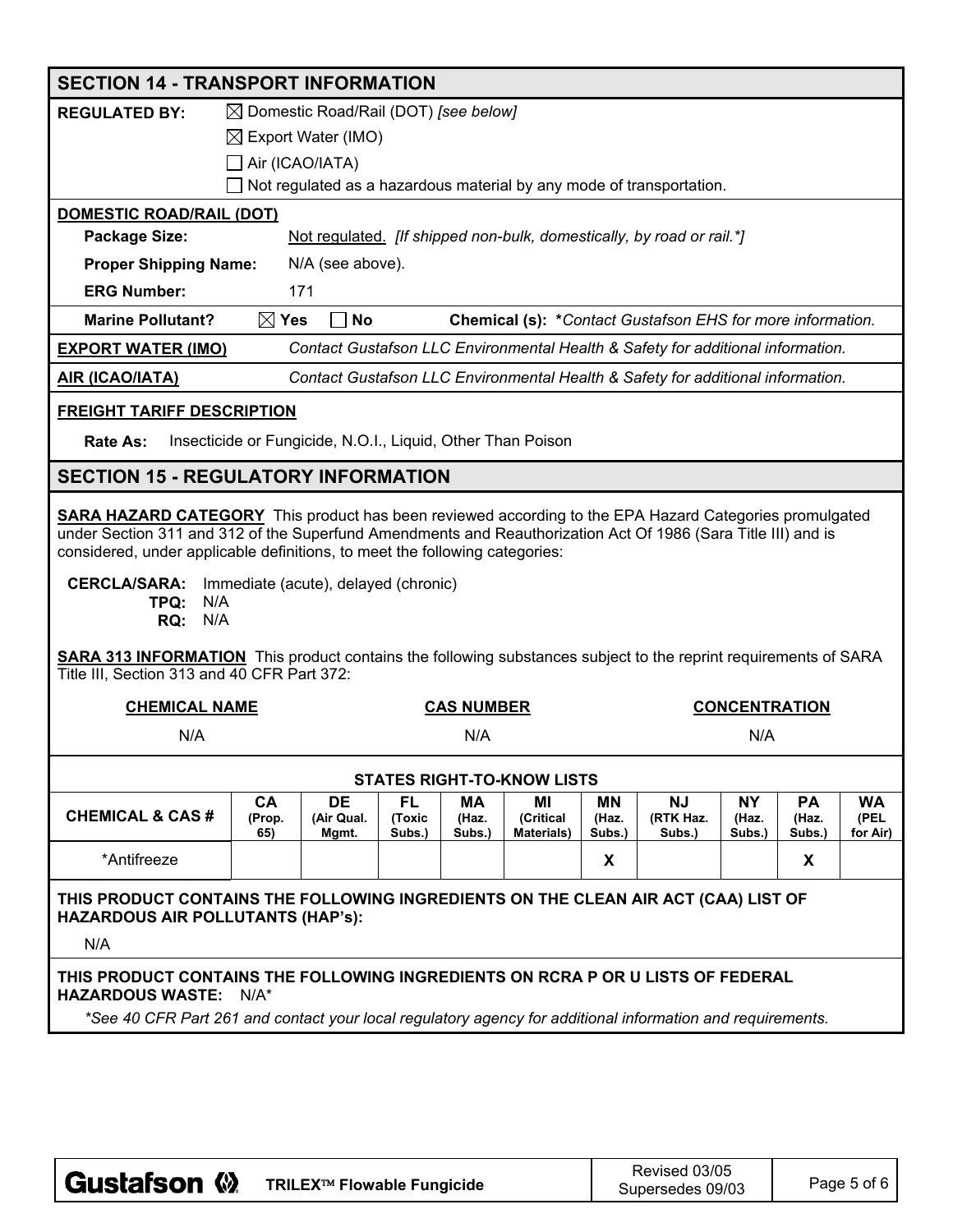## SECTION 14 - TRANSPORT INFORMATION

**REGULATED BY:**

- ☒ Domestic Road/Rail (DOT) *[see below]*
- ☒ Export Water (IMO)
- ☐ Air (ICAO/IATA)
- ☐ Not regulated as a hazardous material by any mode of transportation.

**DOMESTIC ROAD/RAIL (DOT)**

**Package Size:** Not regulated. *[If shipped non-bulk, domestically, by road or rail.*]*

**Proper Shipping Name:** N/A (see above).

**ERG Number:** 171

**Marine Pollutant?** ☒ Yes ☐ No **Chemical (s):** **\****Contact Gustafson EHS for more information.*

**EXPORT WATER (IMO)** *Contact Gustafson LLC Environmental Health & Safety for additional information.*

**AIR (ICAO/IATA)** *Contact Gustafson LLC Environmental Health & Safety for additional information.*

**FREIGHT TARIFF DESCRIPTION**

**Rate As:** Insecticide or Fungicide, N.O.I., Liquid, Other Than Poison

## SECTION 15 - REGULATORY INFORMATION

**SARA HAZARD CATEGORY** This product has been reviewed according to the EPA Hazard Categories promulgated under Section 311 and 312 of the Superfund Amendments and Reauthorization Act Of 1986 (Sara Title III) and is considered, under applicable definitions, to meet the following categories:

**CERCLA/SARA:** Immediate (acute), delayed (chronic)
**TPQ:** N/A
**RQ:** N/A

**SARA 313 INFORMATION** This product contains the following substances subject to the reprint requirements of SARA Title III, Section 313 and 40 CFR Part 372:

| CHEMICAL NAME | CAS NUMBER | CONCENTRATION |
|---|---|---|
| N/A | N/A | N/A |

**STATES RIGHT-TO-KNOW LISTS**

| CHEMICAL & CAS # | CA (Prop. 65) | DE (Air Qual. Mgmt. | FL (Toxic Subs.) | MA (Haz. Subs.) | MI (Critical Materials) | MN (Haz. Subs.) | NJ (RTK Haz. Subs.) | NY (Haz. Subs.) | PA (Haz. Subs.) | WA (PEL for Air) |
|---|---|---|---|---|---|---|---|---|---|---|
| *Antifreeze | | | | | | X | | | X | |

**THIS PRODUCT CONTAINS THE FOLLOWING INGREDIENTS ON THE CLEAN AIR ACT (CAA) LIST OF HAZARDOUS AIR POLLUTANTS (HAP's):**

N/A

**THIS PRODUCT CONTAINS THE FOLLOWING INGREDIENTS ON RCRA P OR U LISTS OF FEDERAL HAZARDOUS WASTE:** N/A*

*\*See 40 CFR Part 261 and contact your local regulatory agency for additional information and requirements.*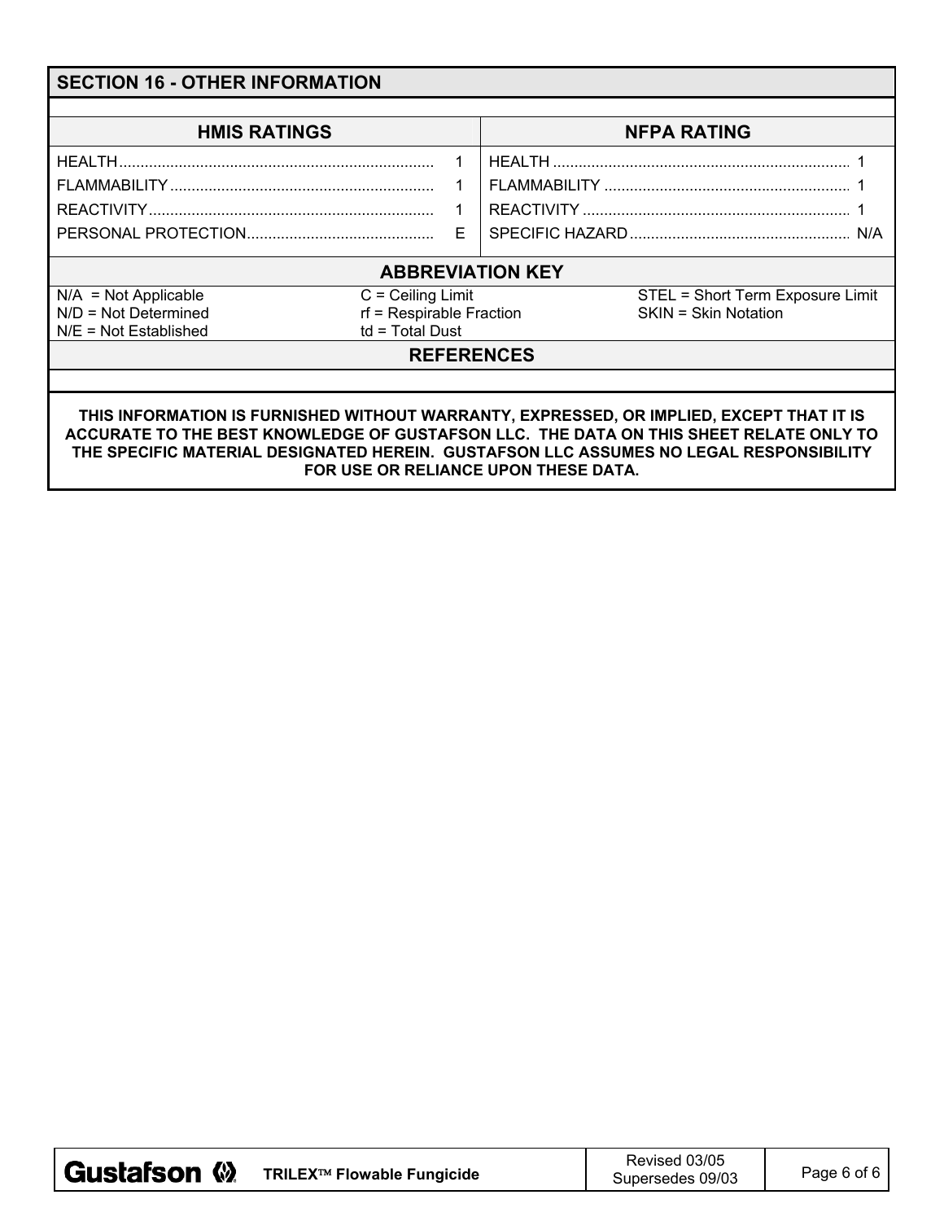## SECTION 16 - OTHER INFORMATION

| HMIS RATINGS | | NFPA RATING | |
|---|---|---|---|
| HEALTH | 1 | HEALTH | 1 |
| FLAMMABILITY | 1 | FLAMMABILITY | 1 |
| REACTIVITY | 1 | REACTIVITY | 1 |
| PERSONAL PROTECTION | E | SPECIFIC HAZARD | N/A |

### ABBREVIATION KEY

| | | |
|---|---|---|
| N/A = Not Applicable | C = Ceiling Limit | STEL = Short Term Exposure Limit |
| N/D = Not Determined | rf = Respirable Fraction | SKIN = Skin Notation |
| N/E = Not Established | td = Total Dust | |

### REFERENCES

**THIS INFORMATION IS FURNISHED WITHOUT WARRANTY, EXPRESSED, OR IMPLIED, EXCEPT THAT IT IS ACCURATE TO THE BEST KNOWLEDGE OF GUSTAFSON LLC. THE DATA ON THIS SHEET RELATE ONLY TO THE SPECIFIC MATERIAL DESIGNATED HEREIN. GUSTAFSON LLC ASSUMES NO LEGAL RESPONSIBILITY FOR USE OR RELIANCE UPON THESE DATA.**